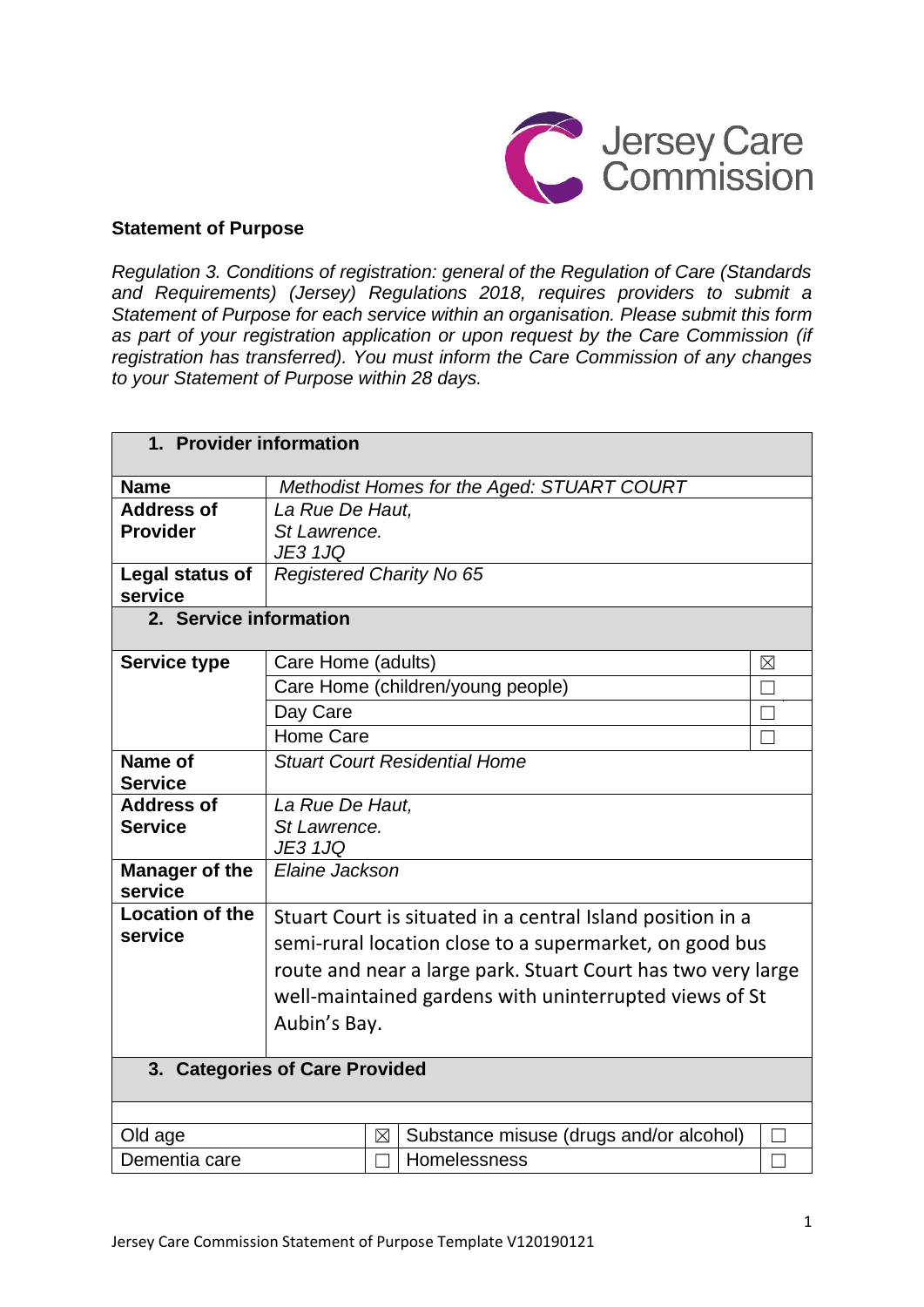**Statement of Purpose**

*Regulation 3. Conditions of registration: general of the Regulation of Care (Standards and Requirements) (Jersey) Regulations 2018, requires providers to submit a Statement of Purpose for each service within an organisation. Please submit this form as part of your registration application or upon request by the Care Commission (if registration has transferred). You must inform the Care Commission of any changes to your Statement of Purpose within 28 days.*

| **1. Provider information** | | |
|---|---|---|
| **Name** | *Methodist Homes for the Aged: STUART COURT* | |
| **Address of Provider** | *La Rue De Haut, St Lawrence. JE3 1JQ* | |
| **Legal status of service** | *Registered Charity No 65* | |
| **2. Service information** | | |
| **Service type** | Care Home (adults) | ☒ |
| | Care Home (children/young people) | ☐ |
| | Day Care | ☐ |
| | Home Care | ☐ |
| **Name of Service** | *Stuart Court Residential Home* | |
| **Address of Service** | *La Rue De Haut, St Lawrence. JE3 1JQ* | |
| **Manager of the service** | *Elaine Jackson* | |
| **Location of the service** | Stuart Court is situated in a central Island position in a semi-rural location close to a supermarket, on good bus route and near a large park. Stuart Court has two very large well-maintained gardens with uninterrupted views of St Aubin's Bay. | |

| **3. Categories of Care Provided** | | | |
|---|---|---|---|
| Old age | ☒ | Substance misuse (drugs and/or alcohol) | ☐ |
| Dementia care | ☐ | Homelessness | ☐ |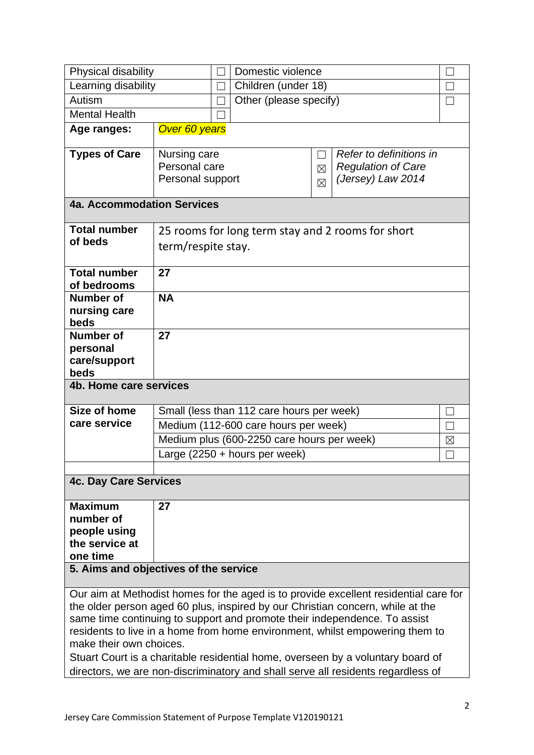| | | | |
|---|---|---|---|
| Physical disability | ☐ | Domestic violence | ☐ |
| Learning disability | ☐ | Children (under 18) | ☐ |
| Autism | ☐ | Other (please specify) | ☐ |
| Mental Health | ☐ | | |

| | | | |
|---|---|---|---|
| **Age ranges:** | *Over 60 years* | | |
| **Types of Care** | Nursing care<br>Personal care<br>Personal support | ☐<br>☒<br>☒ | *Refer to definitions in Regulation of Care (Jersey) Law 2014* |

| **4a. Accommodation Services** | |
|---|---|
| **Total number of beds** | 25 rooms for long term stay and 2 rooms for short term/respite stay. |
| **Total number of bedrooms** | **27** |
| **Number of nursing care beds** | **NA** |
| **Number of personal care/support beds** | **27** |

| **4b. Home care services** | | |
|---|---|---|
| **Size of home care service** | Small (less than 112 care hours per week) | ☐ |
| | Medium (112-600 care hours per week) | ☐ |
| | Medium plus (600-2250 care hours per week) | ☒ |
| | Large (2250 + hours per week) | ☐ |

| **4c. Day Care Services** | |
|---|---|
| **Maximum number of people using the service at one time** | **27** |

**5. Aims and objectives of the service**

Our aim at Methodist homes for the aged is to provide excellent residential care for the older person aged 60 plus, inspired by our Christian concern, while at the same time continuing to support and promote their independence. To assist residents to live in a home from home environment, whilst empowering them to make their own choices.

Stuart Court is a charitable residential home, overseen by a voluntary board of directors, we are non-discriminatory and shall serve all residents regardless of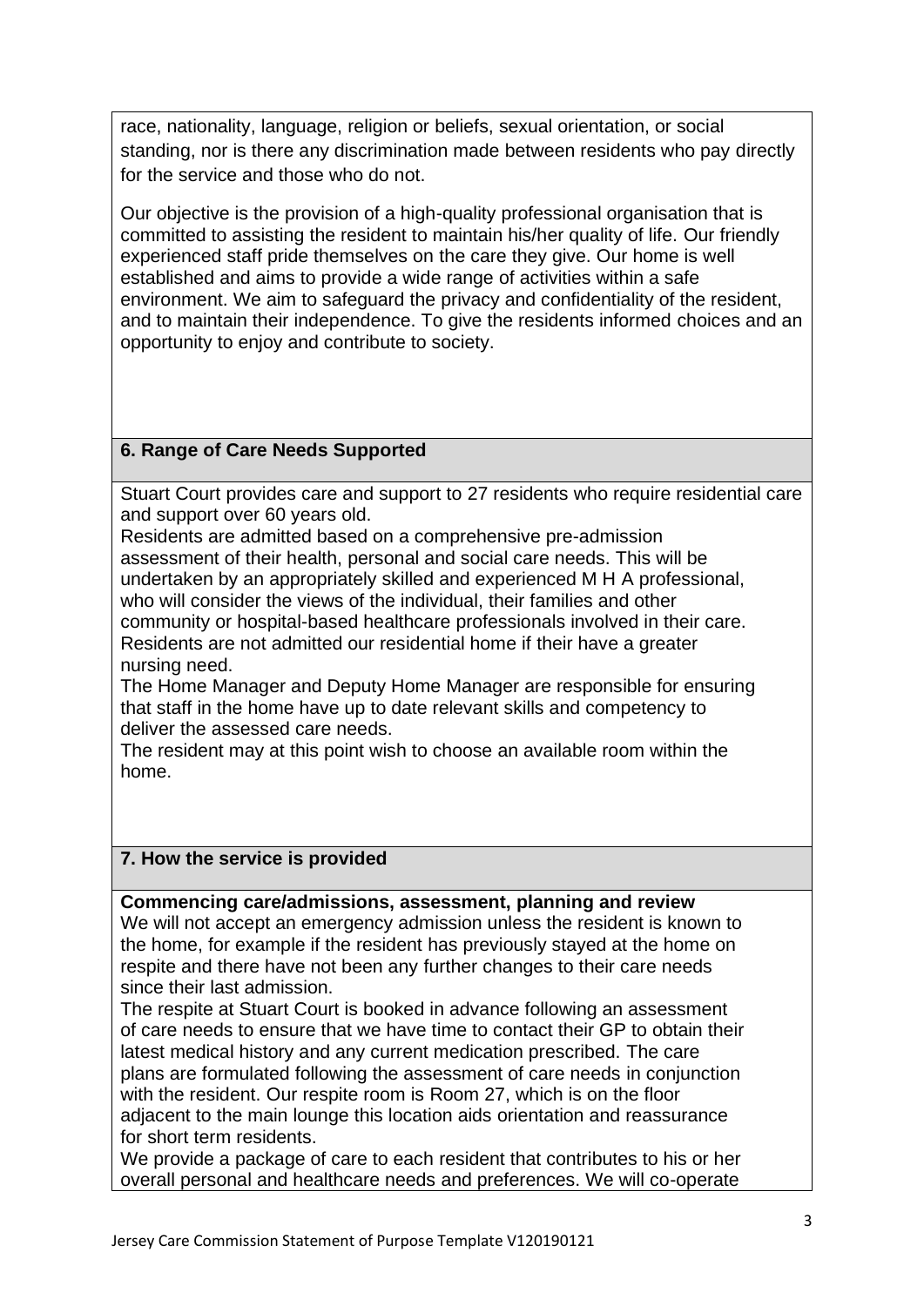race, nationality, language, religion or beliefs, sexual orientation, or social standing, nor is there any discrimination made between residents who pay directly for the service and those who do not.

Our objective is the provision of a high-quality professional organisation that is committed to assisting the resident to maintain his/her quality of life. Our friendly experienced staff pride themselves on the care they give. Our home is well established and aims to provide a wide range of activities within a safe environment. We aim to safeguard the privacy and confidentiality of the resident, and to maintain their independence. To give the residents informed choices and an opportunity to enjoy and contribute to society.

## 6. Range of Care Needs Supported

Stuart Court provides care and support to 27 residents who require residential care and support over 60 years old.
Residents are admitted based on a comprehensive pre-admission assessment of their health, personal and social care needs. This will be undertaken by an appropriately skilled and experienced M H A professional, who will consider the views of the individual, their families and other community or hospital-based healthcare professionals involved in their care.
Residents are not admitted our residential home if their have a greater nursing need.
The Home Manager and Deputy Home Manager are responsible for ensuring that staff in the home have up to date relevant skills and competency to deliver the assessed care needs.
The resident may at this point wish to choose an available room within the home.

## 7. How the service is provided

**Commencing care/admissions, assessment, planning and review**
We will not accept an emergency admission unless the resident is known to the home, for example if the resident has previously stayed at the home on respite and there have not been any further changes to their care needs since their last admission.
The respite at Stuart Court is booked in advance following an assessment of care needs to ensure that we have time to contact their GP to obtain their latest medical history and any current medication prescribed. The care plans are formulated following the assessment of care needs in conjunction with the resident. Our respite room is Room 27, which is on the floor adjacent to the main lounge this location aids orientation and reassurance for short term residents.
We provide a package of care to each resident that contributes to his or her overall personal and healthcare needs and preferences. We will co-operate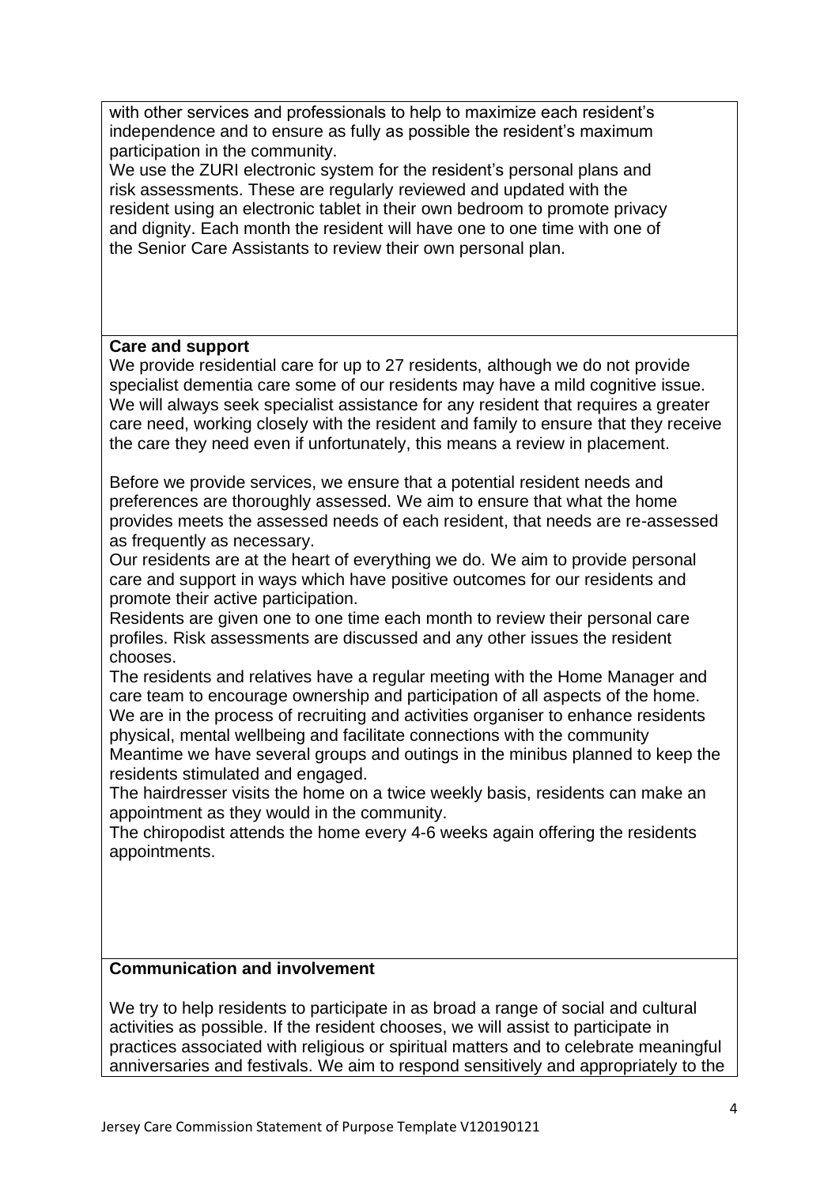with other services and professionals to help to maximize each resident's independence and to ensure as fully as possible the resident's maximum participation in the community.
We use the ZURI electronic system for the resident's personal plans and risk assessments. These are regularly reviewed and updated with the resident using an electronic tablet in their own bedroom to promote privacy and dignity. Each month the resident will have one to one time with one of the Senior Care Assistants to review their own personal plan.

**Care and support**

We provide residential care for up to 27 residents, although we do not provide specialist dementia care some of our residents may have a mild cognitive issue. We will always seek specialist assistance for any resident that requires a greater care need, working closely with the resident and family to ensure that they receive the care they need even if unfortunately, this means a review in placement.

Before we provide services, we ensure that a potential resident needs and preferences are thoroughly assessed. We aim to ensure that what the home provides meets the assessed needs of each resident, that needs are re-assessed as frequently as necessary.
Our residents are at the heart of everything we do. We aim to provide personal care and support in ways which have positive outcomes for our residents and promote their active participation.
Residents are given one to one time each month to review their personal care profiles. Risk assessments are discussed and any other issues the resident chooses.
The residents and relatives have a regular meeting with the Home Manager and care team to encourage ownership and participation of all aspects of the home.
We are in the process of recruiting and activities organiser to enhance residents physical, mental wellbeing and facilitate connections with the community
Meantime we have several groups and outings in the minibus planned to keep the residents stimulated and engaged.
The hairdresser visits the home on a twice weekly basis, residents can make an appointment as they would in the community.
The chiropodist attends the home every 4-6 weeks again offering the residents appointments.

**Communication and involvement**

We try to help residents to participate in as broad a range of social and cultural activities as possible. If the resident chooses, we will assist to participate in practices associated with religious or spiritual matters and to celebrate meaningful anniversaries and festivals. We aim to respond sensitively and appropriately to the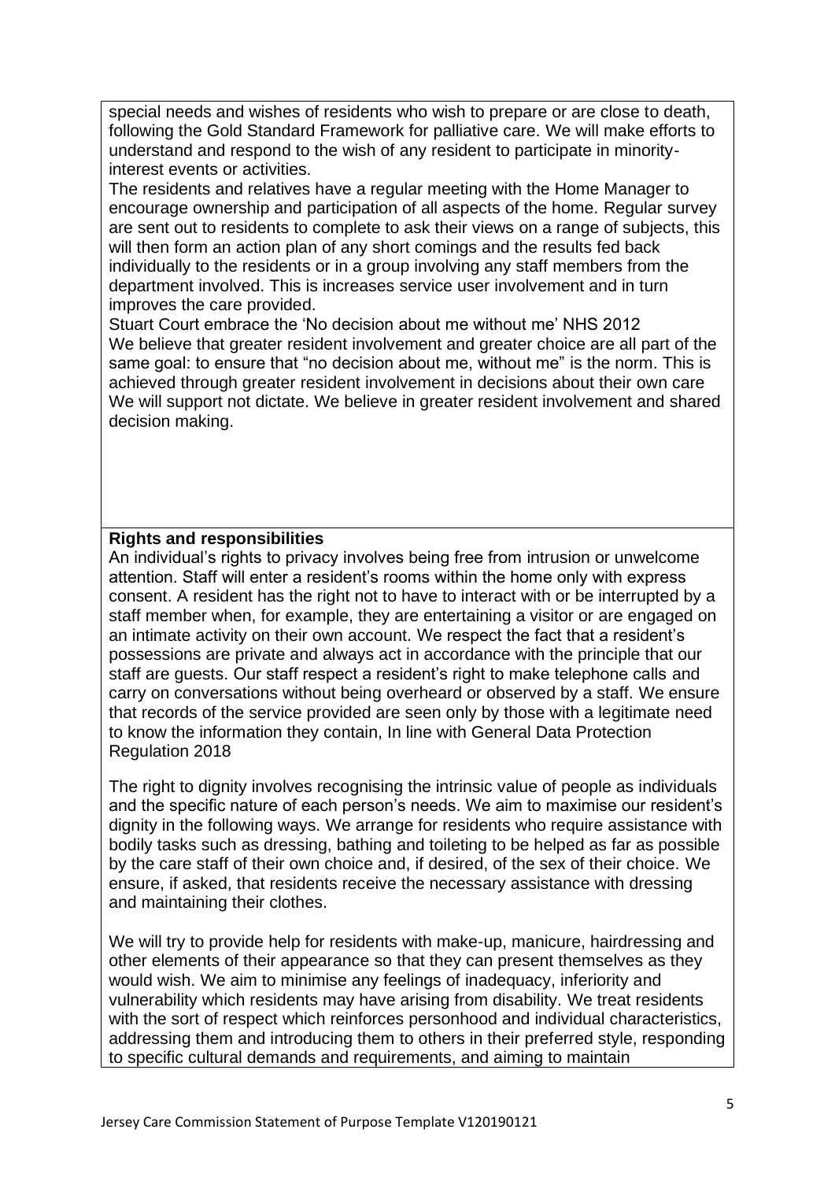special needs and wishes of residents who wish to prepare or are close to death, following the Gold Standard Framework for palliative care. We will make efforts to understand and respond to the wish of any resident to participate in minority-interest events or activities.

The residents and relatives have a regular meeting with the Home Manager to encourage ownership and participation of all aspects of the home. Regular survey are sent out to residents to complete to ask their views on a range of subjects, this will then form an action plan of any short comings and the results fed back individually to the residents or in a group involving any staff members from the department involved. This is increases service user involvement and in turn improves the care provided.

Stuart Court embrace the 'No decision about me without me' NHS 2012

We believe that greater resident involvement and greater choice are all part of the same goal: to ensure that "no decision about me, without me" is the norm. This is achieved through greater resident involvement in decisions about their own care We will support not dictate. We believe in greater resident involvement and shared decision making.

**Rights and responsibilities**

An individual's rights to privacy involves being free from intrusion or unwelcome attention. Staff will enter a resident's rooms within the home only with express consent. A resident has the right not to have to interact with or be interrupted by a staff member when, for example, they are entertaining a visitor or are engaged on an intimate activity on their own account. We respect the fact that a resident's possessions are private and always act in accordance with the principle that our staff are guests. Our staff respect a resident's right to make telephone calls and carry on conversations without being overheard or observed by a staff. We ensure that records of the service provided are seen only by those with a legitimate need to know the information they contain, In line with General Data Protection Regulation 2018

The right to dignity involves recognising the intrinsic value of people as individuals and the specific nature of each person's needs. We aim to maximise our resident's dignity in the following ways. We arrange for residents who require assistance with bodily tasks such as dressing, bathing and toileting to be helped as far as possible by the care staff of their own choice and, if desired, of the sex of their choice. We ensure, if asked, that residents receive the necessary assistance with dressing and maintaining their clothes.

We will try to provide help for residents with make-up, manicure, hairdressing and other elements of their appearance so that they can present themselves as they would wish. We aim to minimise any feelings of inadequacy, inferiority and vulnerability which residents may have arising from disability. We treat residents with the sort of respect which reinforces personhood and individual characteristics, addressing them and introducing them to others in their preferred style, responding to specific cultural demands and requirements, and aiming to maintain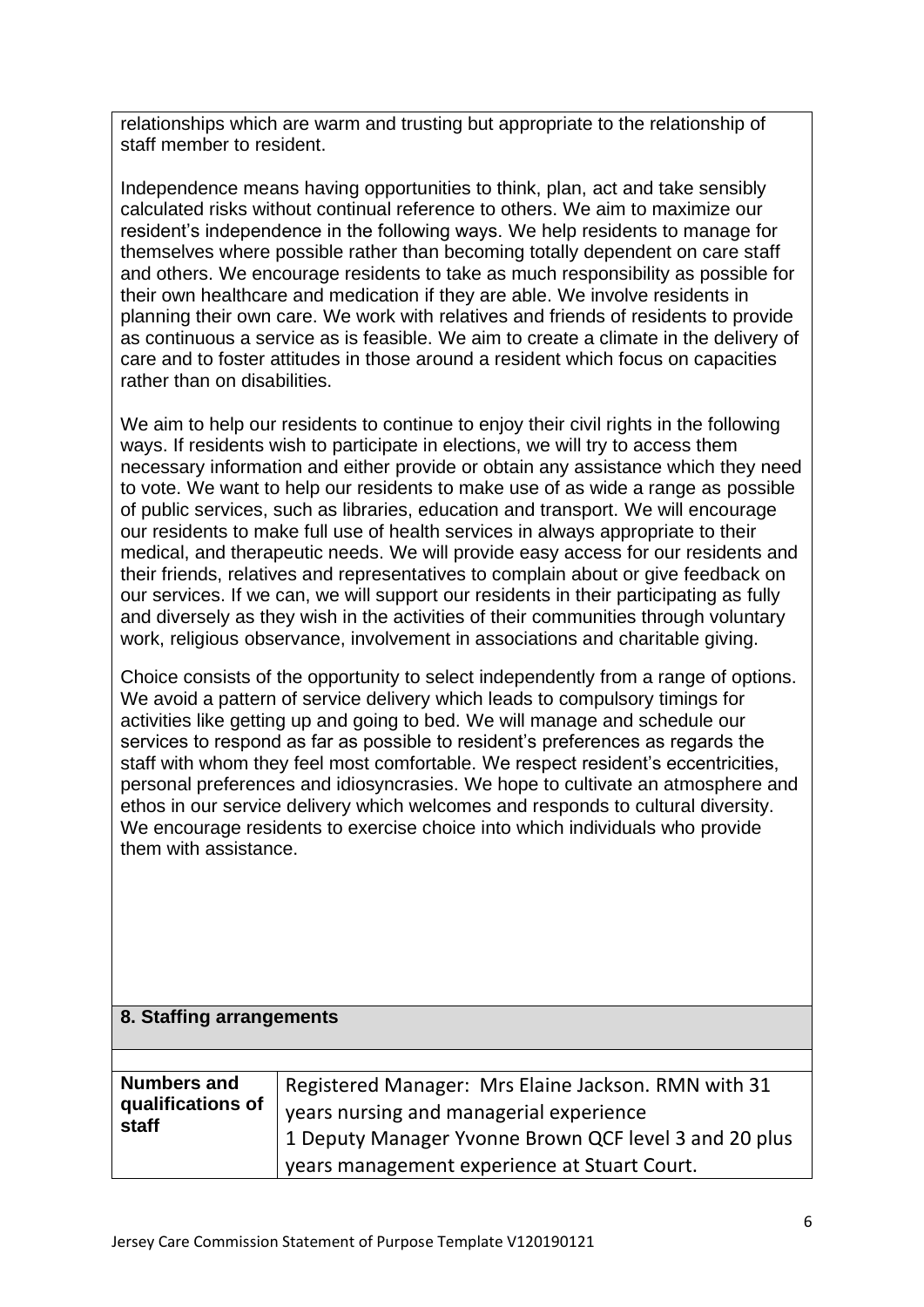relationships which are warm and trusting but appropriate to the relationship of staff member to resident.

Independence means having opportunities to think, plan, act and take sensibly calculated risks without continual reference to others. We aim to maximize our resident's independence in the following ways. We help residents to manage for themselves where possible rather than becoming totally dependent on care staff and others. We encourage residents to take as much responsibility as possible for their own healthcare and medication if they are able. We involve residents in planning their own care. We work with relatives and friends of residents to provide as continuous a service as is feasible. We aim to create a climate in the delivery of care and to foster attitudes in those around a resident which focus on capacities rather than on disabilities.

We aim to help our residents to continue to enjoy their civil rights in the following ways. If residents wish to participate in elections, we will try to access them necessary information and either provide or obtain any assistance which they need to vote. We want to help our residents to make use of as wide a range as possible of public services, such as libraries, education and transport. We will encourage our residents to make full use of health services in always appropriate to their medical, and therapeutic needs. We will provide easy access for our residents and their friends, relatives and representatives to complain about or give feedback on our services. If we can, we will support our residents in their participating as fully and diversely as they wish in the activities of their communities through voluntary work, religious observance, involvement in associations and charitable giving.

Choice consists of the opportunity to select independently from a range of options. We avoid a pattern of service delivery which leads to compulsory timings for activities like getting up and going to bed. We will manage and schedule our services to respond as far as possible to resident's preferences as regards the staff with whom they feel most comfortable. We respect resident's eccentricities, personal preferences and idiosyncrasies. We hope to cultivate an atmosphere and ethos in our service delivery which welcomes and responds to cultural diversity. We encourage residents to exercise choice into which individuals who provide them with assistance.

## 8. Staffing arrangements

| | |
|---|---|
| **Numbers and qualifications of staff** | Registered Manager: Mrs Elaine Jackson. RMN with 31 years nursing and managerial experience<br>1 Deputy Manager Yvonne Brown QCF level 3 and 20 plus years management experience at Stuart Court. |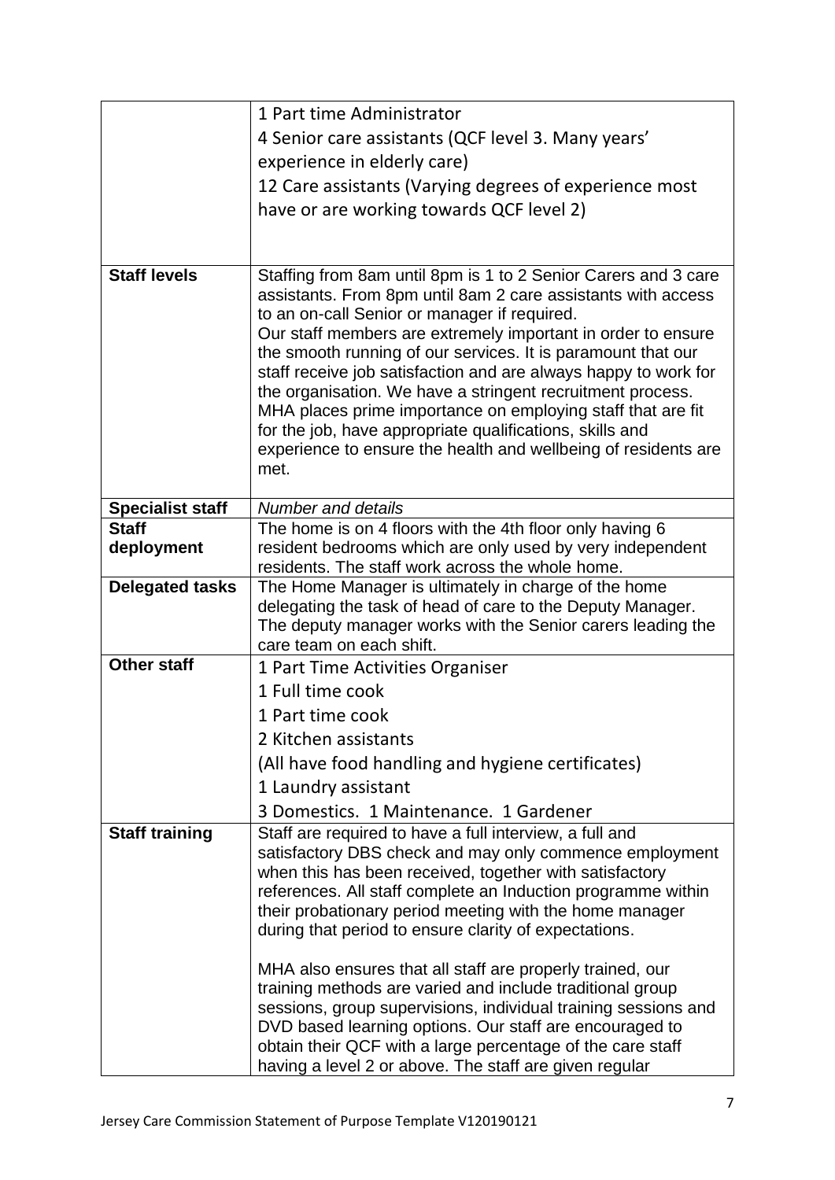| | |
|---|---|
| | 1 Part time Administrator<br>4 Senior care assistants (QCF level 3. Many years' experience in elderly care)<br>12 Care assistants (Varying degrees of experience most have or are working towards QCF level 2) |
| **Staff levels** | Staffing from 8am until 8pm is 1 to 2 Senior Carers and 3 care assistants. From 8pm until 8am 2 care assistants with access to an on-call Senior or manager if required.<br>Our staff members are extremely important in order to ensure the smooth running of our services. It is paramount that our staff receive job satisfaction and are always happy to work for the organisation. We have a stringent recruitment process. MHA places prime importance on employing staff that are fit for the job, have appropriate qualifications, skills and experience to ensure the health and wellbeing of residents are met. |
| **Specialist staff** | *Number and details* |
| **Staff deployment** | The home is on 4 floors with the 4th floor only having 6 resident bedrooms which are only used by very independent residents. The staff work across the whole home. |
| **Delegated tasks** | The Home Manager is ultimately in charge of the home delegating the task of head of care to the Deputy Manager. The deputy manager works with the Senior carers leading the care team on each shift. |
| **Other staff** | 1 Part Time Activities Organiser<br>1 Full time cook<br>1 Part time cook<br>2 Kitchen assistants<br>(All have food handling and hygiene certificates)<br>1 Laundry assistant<br>3 Domestics. 1 Maintenance. 1 Gardener |
| **Staff training** | Staff are required to have a full interview, a full and satisfactory DBS check and may only commence employment when this has been received, together with satisfactory references. All staff complete an Induction programme within their probationary period meeting with the home manager during that period to ensure clarity of expectations.<br><br>MHA also ensures that all staff are properly trained, our training methods are varied and include traditional group sessions, group supervisions, individual training sessions and DVD based learning options. Our staff are encouraged to obtain their QCF with a large percentage of the care staff having a level 2 or above. The staff are given regular |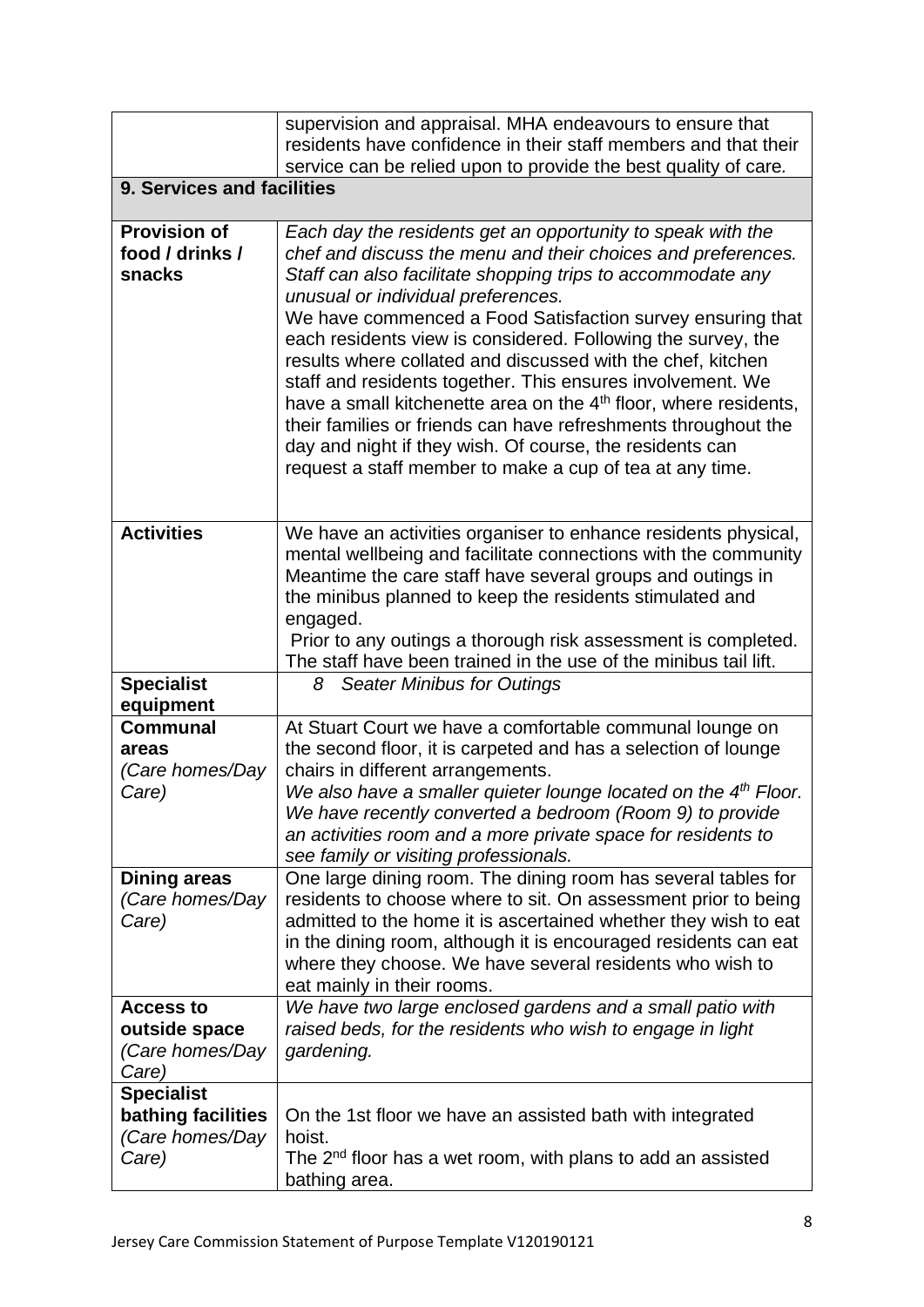| | |
|---|---|
| | supervision and appraisal. MHA endeavours to ensure that residents have confidence in their staff members and that their service can be relied upon to provide the best quality of care. |
| **9. Services and facilities** | |
| **Provision of food / drinks / snacks** | *Each day the residents get an opportunity to speak with the chef and discuss the menu and their choices and preferences. Staff can also facilitate shopping trips to accommodate any unusual or individual preferences.* We have commenced a Food Satisfaction survey ensuring that each residents view is considered. Following the survey, the results where collated and discussed with the chef, kitchen staff and residents together. This ensures involvement. We have a small kitchenette area on the 4th floor, where residents, their families or friends can have refreshments throughout the day and night if they wish. Of course, the residents can request a staff member to make a cup of tea at any time. |
| **Activities** | We have an activities organiser to enhance residents physical, mental wellbeing and facilitate connections with the community Meantime the care staff have several groups and outings in the minibus planned to keep the residents stimulated and engaged. Prior to any outings a thorough risk assessment is completed. The staff have been trained in the use of the minibus tail lift. |
| **Specialist equipment** | *8 Seater Minibus for Outings* |
| **Communal areas** *(Care homes/Day Care)* | At Stuart Court we have a comfortable communal lounge on the second floor, it is carpeted and has a selection of lounge chairs in different arrangements. *We also have a smaller quieter lounge located on the 4th Floor. We have recently converted a bedroom (Room 9) to provide an activities room and a more private space for residents to see family or visiting professionals.* |
| **Dining areas** *(Care homes/Day Care)* | One large dining room. The dining room has several tables for residents to choose where to sit. On assessment prior to being admitted to the home it is ascertained whether they wish to eat in the dining room, although it is encouraged residents can eat where they choose. We have several residents who wish to eat mainly in their rooms. |
| **Access to outside space** *(Care homes/Day Care)* | *We have two large enclosed gardens and a small patio with raised beds, for the residents who wish to engage in light gardening.* |
| **Specialist bathing facilities** *(Care homes/Day Care)* | On the 1st floor we have an assisted bath with integrated hoist. The 2nd floor has a wet room, with plans to add an assisted bathing area. |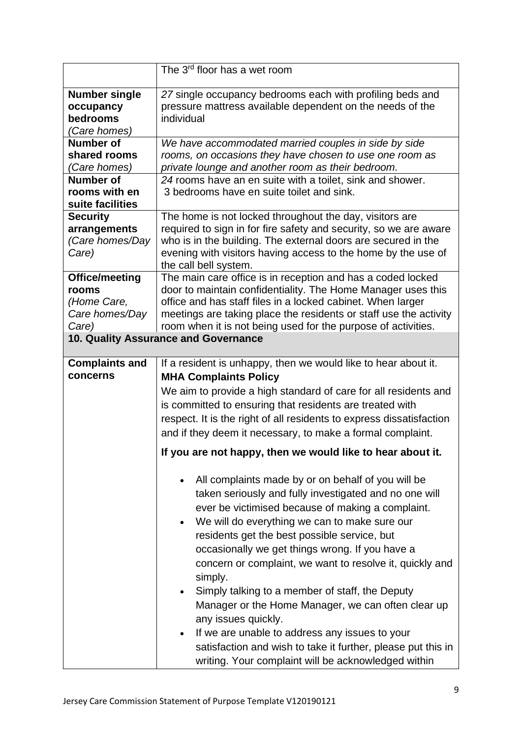| | |
|---|---|
| | The 3rd floor has a wet room |
| **Number single occupancy bedrooms** *(Care homes)* | *27* single occupancy bedrooms each with profiling beds and pressure mattress available dependent on the needs of the individual |
| **Number of shared rooms** *(Care homes)* | *We have accommodated married couples in side by side rooms, on occasions they have chosen to use one room as private lounge and another room as their bedroom.* |
| **Number of rooms with en suite facilities** | *24* rooms have an en suite with a toilet, sink and shower. 3 bedrooms have en suite toilet and sink. |
| **Security arrangements** *(Care homes/Day Care)* | The home is not locked throughout the day, visitors are required to sign in for fire safety and security, so we are aware who is in the building. The external doors are secured in the evening with visitors having access to the home by the use of the call bell system. |
| **Office/meeting rooms** *(Home Care, Care homes/Day Care)* | The main care office is in reception and has a coded locked door to maintain confidentiality. The Home Manager uses this office and has staff files in a locked cabinet. When larger meetings are taking place the residents or staff use the activity room when it is not being used for the purpose of activities. |

## 10. Quality Assurance and Governance

| | |
|---|---|
| **Complaints and concerns** | If a resident is unhappy, then we would like to hear about it.<br>**MHA Complaints Policy**<br>We aim to provide a high standard of care for all residents and is committed to ensuring that residents are treated with respect. It is the right of all residents to express dissatisfaction and if they deem it necessary, to make a formal complaint.<br>**If you are not happy, then we would like to hear about it.**<br>• All complaints made by or on behalf of you will be taken seriously and fully investigated and no one will ever be victimised because of making a complaint.<br>• We will do everything we can to make sure our residents get the best possible service, but occasionally we get things wrong. If you have a concern or complaint, we want to resolve it, quickly and simply.<br>• Simply talking to a member of staff, the Deputy Manager or the Home Manager, we can often clear up any issues quickly.<br>• If we are unable to address any issues to your satisfaction and wish to take it further, please put this in writing. Your complaint will be acknowledged within |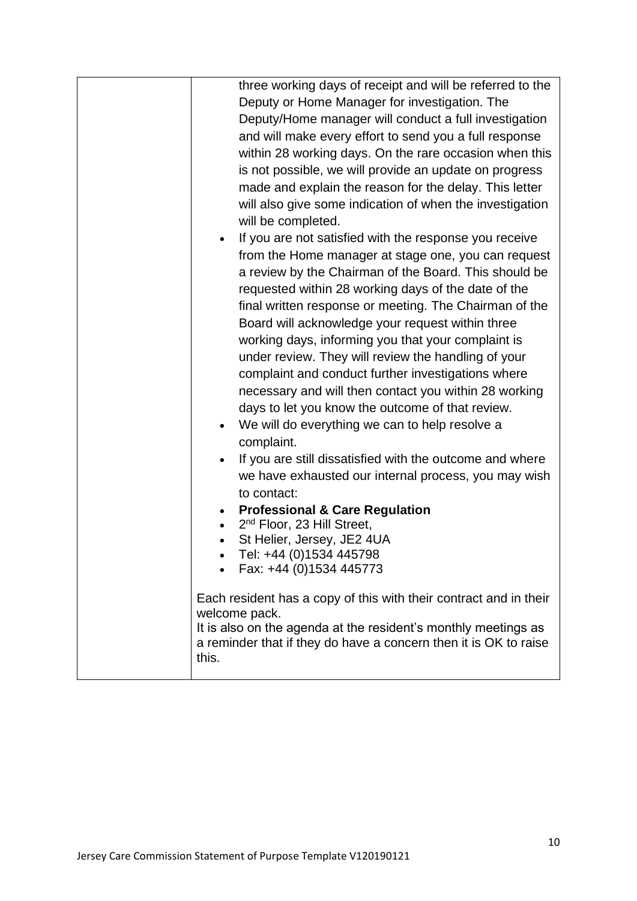| | three working days of receipt and will be referred to the Deputy or Home Manager for investigation. The Deputy/Home manager will conduct a full investigation and will make every effort to send you a full response within 28 working days. On the rare occasion when this is not possible, we will provide an update on progress made and explain the reason for the delay. This letter will also give some indication of when the investigation will be completed.<br>• If you are not satisfied with the response you receive from the Home manager at stage one, you can request a review by the Chairman of the Board. This should be requested within 28 working days of the date of the final written response or meeting. The Chairman of the Board will acknowledge your request within three working days, informing you that your complaint is under review. They will review the handling of your complaint and conduct further investigations where necessary and will then contact you within 28 working days to let you know the outcome of that review.<br>• We will do everything we can to help resolve a complaint.<br>• If you are still dissatisfied with the outcome and where we have exhausted our internal process, you may wish to contact:<br>• **Professional & Care Regulation**<br>• 2nd Floor, 23 Hill Street,<br>• St Helier, Jersey, JE2 4UA<br>• Tel: +44 (0)1534 445798<br>• Fax: +44 (0)1534 445773<br><br>Each resident has a copy of this with their contract and in their welcome pack.<br>It is also on the agenda at the resident's monthly meetings as a reminder that if they do have a concern then it is OK to raise this. |
|---|---|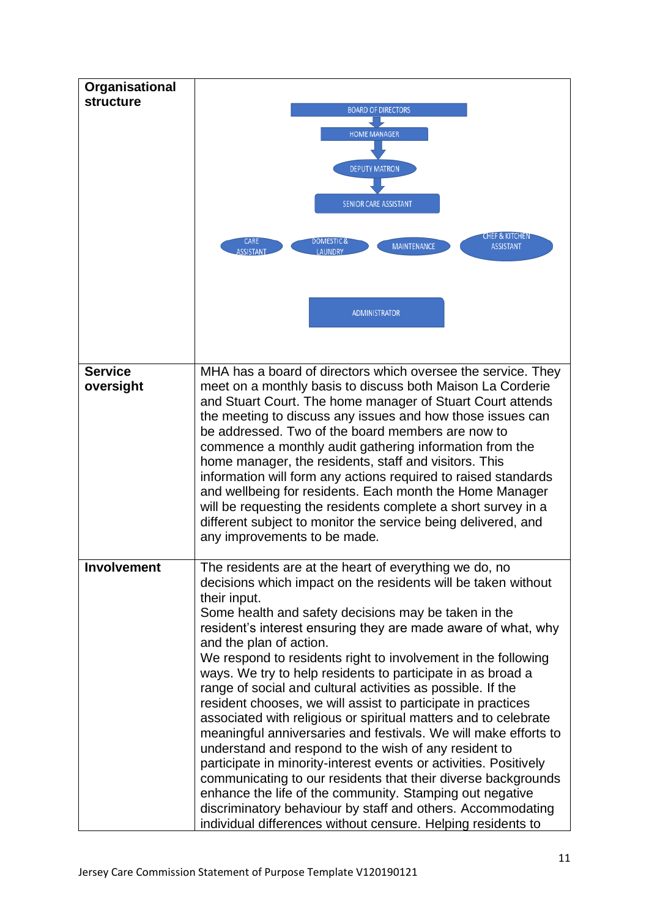| | |
|---|---|
| **Organisational structure** | BOARD OF DIRECTORS → HOME MANAGER → DEPUTY MATRON → SENIOR CARE ASSISTANT<br>CARE ASSISTANT; DOMESTIC & LAUNDRY; MAINTENANCE; CHEF & KITCHEN ASSISTANT<br>ADMINISTRATOR |
| **Service oversight** | MHA has a board of directors which oversee the service. They meet on a monthly basis to discuss both Maison La Corderie and Stuart Court. The home manager of Stuart Court attends the meeting to discuss any issues and how those issues can be addressed. Two of the board members are now to commence a monthly audit gathering information from the home manager, the residents, staff and visitors. This information will form any actions required to raised standards and wellbeing for residents. Each month the Home Manager will be requesting the residents complete a short survey in a different subject to monitor the service being delivered, and any improvements to be made. |
| **Involvement** | The residents are at the heart of everything we do, no decisions which impact on the residents will be taken without their input.<br>Some health and safety decisions may be taken in the resident's interest ensuring they are made aware of what, why and the plan of action.<br>We respond to residents right to involvement in the following ways. We try to help residents to participate in as broad a range of social and cultural activities as possible. If the resident chooses, we will assist to participate in practices associated with religious or spiritual matters and to celebrate meaningful anniversaries and festivals. We will make efforts to understand and respond to the wish of any resident to participate in minority-interest events or activities. Positively communicating to our residents that their diverse backgrounds enhance the life of the community. Stamping out negative discriminatory behaviour by staff and others. Accommodating individual differences without censure. Helping residents to |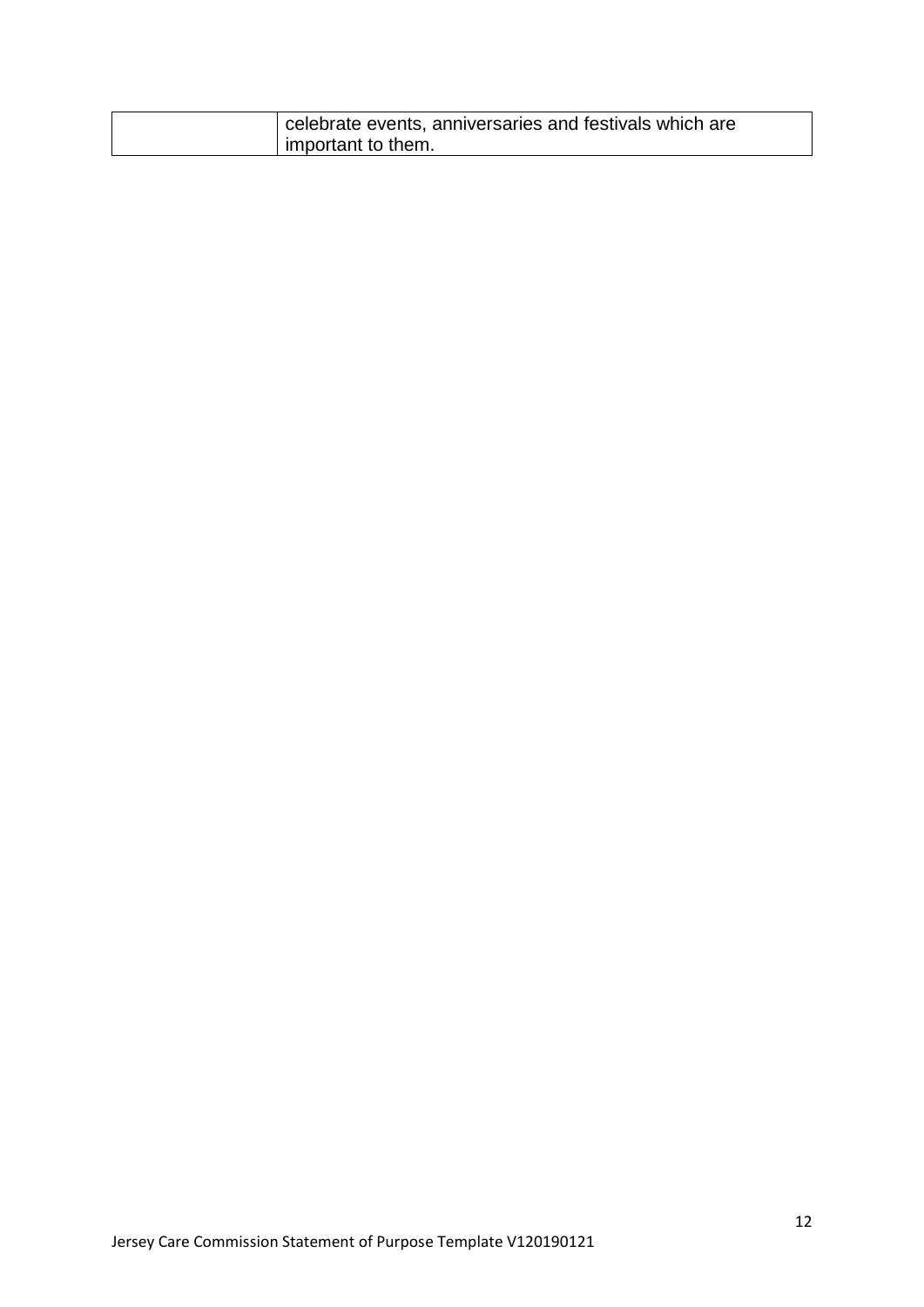| | |
|---|---|
| | celebrate events, anniversaries and festivals which are important to them. |